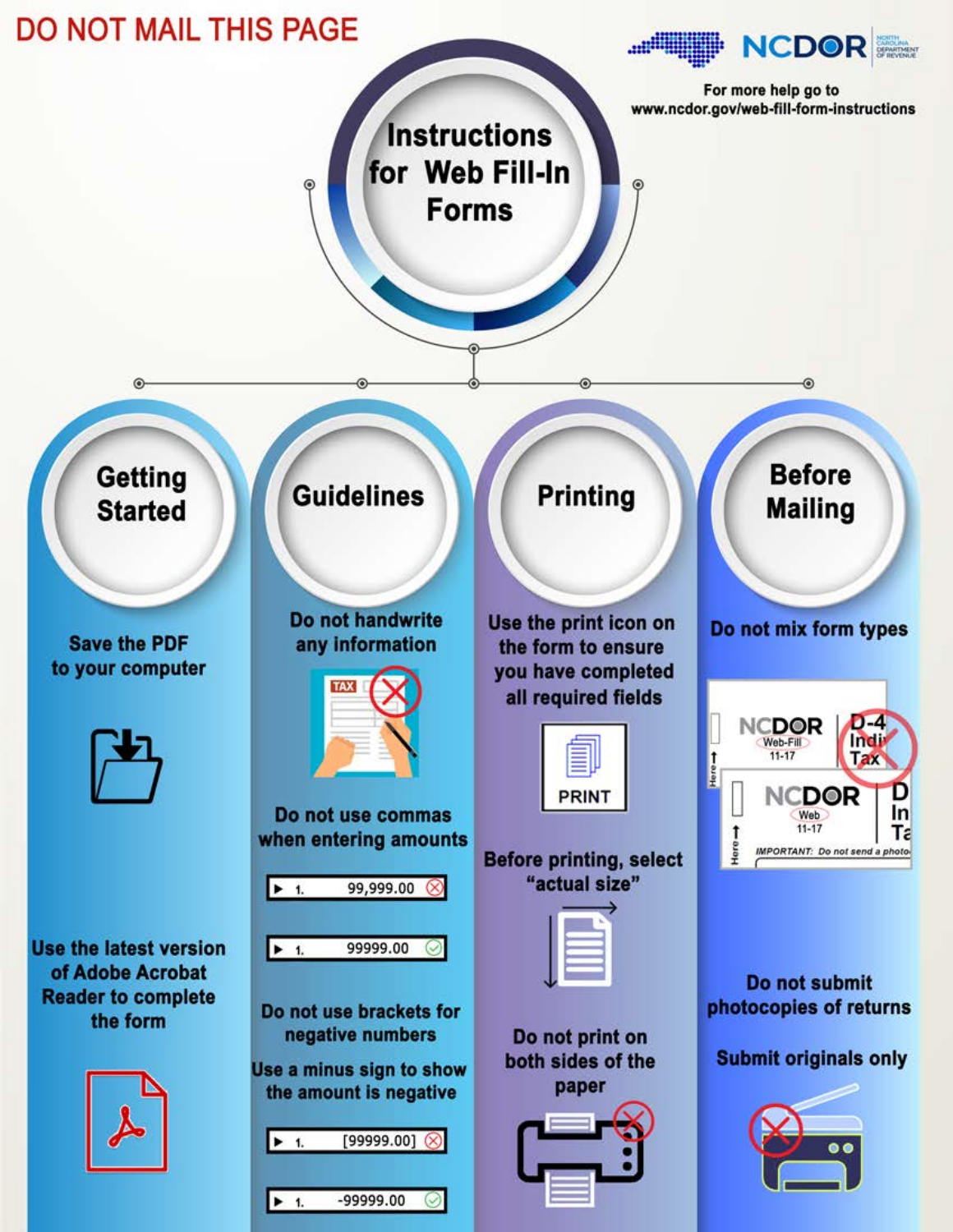DO NOT MAIL THIS PAGE

NCDOR

For more help go to www.ncdor.gov/web-fill-form-instructions

# Instructions for Web Fill-In Forms

## Getting Started

Save the PDF to your computer

Use the latest version of Adobe Acrobat Reader to complete the form

## Guidelines

Do not handwrite any information

Do not use commas when entering amounts

- 1. 99,999.00 (incorrect)
- 1. 99999.00 (correct)

Do not use brackets for negative numbers

Use a minus sign to show the amount is negative

- 1. [99999.00] (incorrect)
- 1. -99999.00 (correct)

## Printing

Use the print icon on the form to ensure you have completed all required fields

PRINT

Before printing, select "actual size"

Do not print on both sides of the paper

## Before Mailing

Do not mix form types

Do not submit photocopies of returns

Submit originals only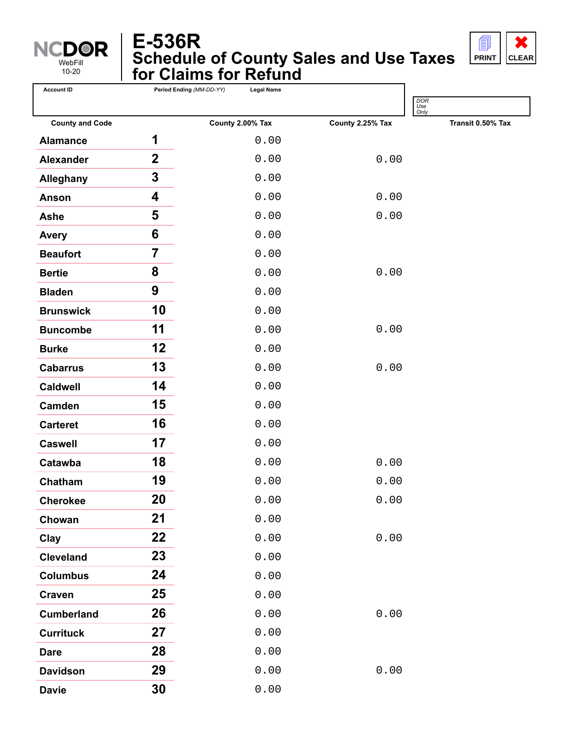# E-536R Schedule of County Sales and Use Taxes for Claims for Refund

NCDOR WebFill 10-20

PRINT | CLEAR

| Account ID | Period Ending *(MM-DD-YY)* | Legal Name |
|---|---|---|
| | | |

*DOR Use Only*

| County and Code | | County 2.00% Tax | County 2.25% Tax | Transit 0.50% Tax |
|---|---|---|---|---|
| Alamance | 1 | 0.00 | | |
| Alexander | 2 | 0.00 | 0.00 | |
| Alleghany | 3 | 0.00 | | |
| Anson | 4 | 0.00 | 0.00 | |
| Ashe | 5 | 0.00 | 0.00 | |
| Avery | 6 | 0.00 | | |
| Beaufort | 7 | 0.00 | | |
| Bertie | 8 | 0.00 | 0.00 | |
| Bladen | 9 | 0.00 | | |
| Brunswick | 10 | 0.00 | | |
| Buncombe | 11 | 0.00 | 0.00 | |
| Burke | 12 | 0.00 | | |
| Cabarrus | 13 | 0.00 | 0.00 | |
| Caldwell | 14 | 0.00 | | |
| Camden | 15 | 0.00 | | |
| Carteret | 16 | 0.00 | | |
| Caswell | 17 | 0.00 | | |
| Catawba | 18 | 0.00 | 0.00 | |
| Chatham | 19 | 0.00 | 0.00 | |
| Cherokee | 20 | 0.00 | 0.00 | |
| Chowan | 21 | 0.00 | | |
| Clay | 22 | 0.00 | 0.00 | |
| Cleveland | 23 | 0.00 | | |
| Columbus | 24 | 0.00 | | |
| Craven | 25 | 0.00 | | |
| Cumberland | 26 | 0.00 | 0.00 | |
| Currituck | 27 | 0.00 | | |
| Dare | 28 | 0.00 | | |
| Davidson | 29 | 0.00 | 0.00 | |
| Davie | 30 | 0.00 | | |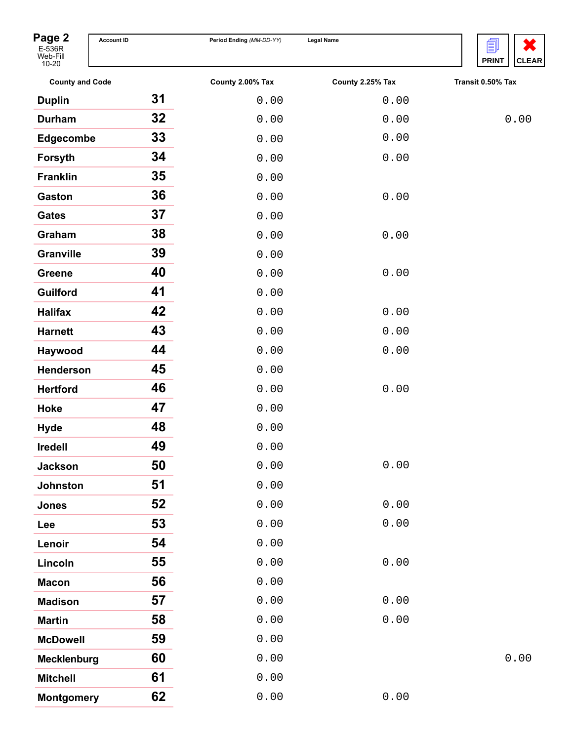**Page 2**
E-536R
Web-Fill
10-20

| Account ID | Period Ending *(MM-DD-YY)* | Legal Name |
|---|---|---|
| | | |

PRINT CLEAR

| County and Code | | County 2.00% Tax | County 2.25% Tax | Transit 0.50% Tax |
|---|---|---|---|---|
| Duplin | 31 | 0.00 | 0.00 | |
| Durham | 32 | 0.00 | 0.00 | 0.00 |
| Edgecombe | 33 | 0.00 | 0.00 | |
| Forsyth | 34 | 0.00 | 0.00 | |
| Franklin | 35 | 0.00 | | |
| Gaston | 36 | 0.00 | 0.00 | |
| Gates | 37 | 0.00 | | |
| Graham | 38 | 0.00 | 0.00 | |
| Granville | 39 | 0.00 | | |
| Greene | 40 | 0.00 | 0.00 | |
| Guilford | 41 | 0.00 | | |
| Halifax | 42 | 0.00 | 0.00 | |
| Harnett | 43 | 0.00 | 0.00 | |
| Haywood | 44 | 0.00 | 0.00 | |
| Henderson | 45 | 0.00 | | |
| Hertford | 46 | 0.00 | 0.00 | |
| Hoke | 47 | 0.00 | | |
| Hyde | 48 | 0.00 | | |
| Iredell | 49 | 0.00 | | |
| Jackson | 50 | 0.00 | 0.00 | |
| Johnston | 51 | 0.00 | | |
| Jones | 52 | 0.00 | 0.00 | |
| Lee | 53 | 0.00 | 0.00 | |
| Lenoir | 54 | 0.00 | | |
| Lincoln | 55 | 0.00 | 0.00 | |
| Macon | 56 | 0.00 | | |
| Madison | 57 | 0.00 | 0.00 | |
| Martin | 58 | 0.00 | 0.00 | |
| McDowell | 59 | 0.00 | | |
| Mecklenburg | 60 | 0.00 | | 0.00 |
| Mitchell | 61 | 0.00 | | |
| Montgomery | 62 | 0.00 | 0.00 | |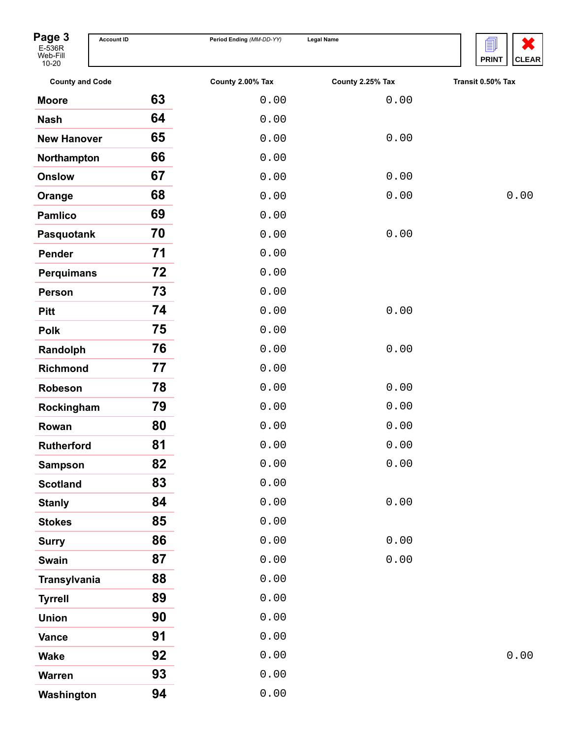**Page 3**
E-536R
Web-Fill
10-20

| Account ID | Period Ending *(MM-DD-YY)* | Legal Name |
|---|---|---|
| | | |

PRINT CLEAR

| County and Code | | County 2.00% Tax | County 2.25% Tax | Transit 0.50% Tax |
|---|---|---|---|---|
| Moore | 63 | 0.00 | 0.00 | |
| Nash | 64 | 0.00 | | |
| New Hanover | 65 | 0.00 | 0.00 | |
| Northampton | 66 | 0.00 | | |
| Onslow | 67 | 0.00 | 0.00 | |
| Orange | 68 | 0.00 | 0.00 | 0.00 |
| Pamlico | 69 | 0.00 | | |
| Pasquotank | 70 | 0.00 | 0.00 | |
| Pender | 71 | 0.00 | | |
| Perquimans | 72 | 0.00 | | |
| Person | 73 | 0.00 | | |
| Pitt | 74 | 0.00 | 0.00 | |
| Polk | 75 | 0.00 | | |
| Randolph | 76 | 0.00 | 0.00 | |
| Richmond | 77 | 0.00 | | |
| Robeson | 78 | 0.00 | 0.00 | |
| Rockingham | 79 | 0.00 | 0.00 | |
| Rowan | 80 | 0.00 | 0.00 | |
| Rutherford | 81 | 0.00 | 0.00 | |
| Sampson | 82 | 0.00 | 0.00 | |
| Scotland | 83 | 0.00 | | |
| Stanly | 84 | 0.00 | 0.00 | |
| Stokes | 85 | 0.00 | | |
| Surry | 86 | 0.00 | 0.00 | |
| Swain | 87 | 0.00 | 0.00 | |
| Transylvania | 88 | 0.00 | | |
| Tyrrell | 89 | 0.00 | | |
| Union | 90 | 0.00 | | |
| Vance | 91 | 0.00 | | |
| Wake | 92 | 0.00 | | 0.00 |
| Warren | 93 | 0.00 | | |
| Washington | 94 | 0.00 | | |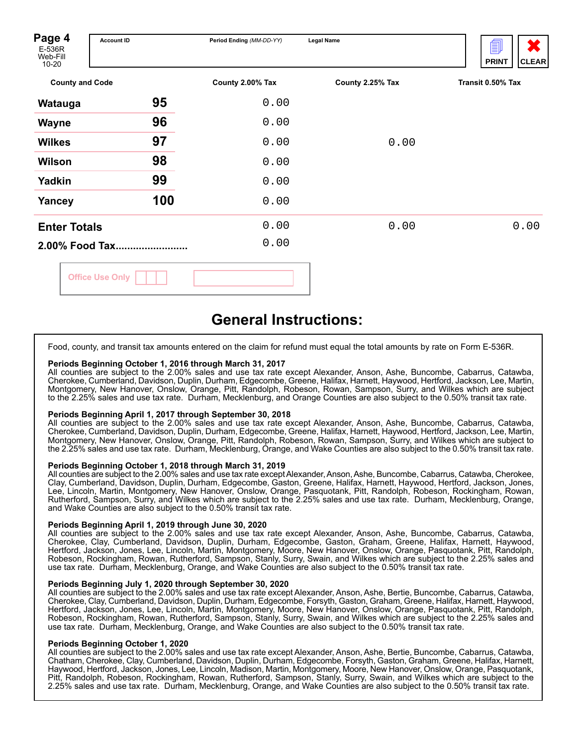Page 4
E-536R
Web-Fill
10-20

| Account ID | Period Ending *(MM-DD-YY)* | Legal Name |
|---|---|---|
| | | |

PRINT CLEAR

| County and Code | | County 2.00% Tax | County 2.25% Tax | Transit 0.50% Tax |
|---|---|---|---|---|
| Watauga | 95 | 0.00 | | |
| Wayne | 96 | 0.00 | | |
| Wilkes | 97 | 0.00 | 0.00 | |
| Wilson | 98 | 0.00 | | |
| Yadkin | 99 | 0.00 | | |
| Yancey | 100 | 0.00 | | |
| **Enter Totals** | | 0.00 | 0.00 | 0.00 |
| **2.00% Food Tax........................** | | 0.00 | | |

Office Use Only

## General Instructions:

Food, county, and transit tax amounts entered on the claim for refund must equal the total amounts by rate on Form E-536R.

**Periods Beginning October 1, 2016 through March 31, 2017**
All counties are subject to the 2.00% sales and use tax rate except Alexander, Anson, Ashe, Buncombe, Cabarrus, Catawba, Cherokee, Cumberland, Davidson, Duplin, Durham, Edgecombe, Greene, Halifax, Harnett, Haywood, Hertford, Jackson, Lee, Martin, Montgomery, New Hanover, Onslow, Orange, Pitt, Randolph, Robeson, Rowan, Sampson, Surry, and Wilkes which are subject to the 2.25% sales and use tax rate. Durham, Mecklenburg, and Orange Counties are also subject to the 0.50% transit tax rate.

**Periods Beginning April 1, 2017 through September 30, 2018**
All counties are subject to the 2.00% sales and use tax rate except Alexander, Anson, Ashe, Buncombe, Cabarrus, Catawba, Cherokee, Cumberland, Davidson, Duplin, Durham, Edgecombe, Greene, Halifax, Harnett, Haywood, Hertford, Jackson, Lee, Martin, Montgomery, New Hanover, Onslow, Orange, Pitt, Randolph, Robeson, Rowan, Sampson, Surry, and Wilkes which are subject to the 2.25% sales and use tax rate. Durham, Mecklenburg, Orange, and Wake Counties are also subject to the 0.50% transit tax rate.

**Periods Beginning October 1, 2018 through March 31, 2019**
All counties are subject to the 2.00% sales and use tax rate except Alexander, Anson, Ashe, Buncombe, Cabarrus, Catawba, Cherokee, Clay, Cumberland, Davidson, Duplin, Durham, Edgecombe, Gaston, Greene, Halifax, Harnett, Haywood, Hertford, Jackson, Jones, Lee, Lincoln, Martin, Montgomery, New Hanover, Onslow, Orange, Pasquotank, Pitt, Randolph, Robeson, Rockingham, Rowan, Rutherford, Sampson, Surry, and Wilkes which are subject to the 2.25% sales and use tax rate. Durham, Mecklenburg, Orange, and Wake Counties are also subject to the 0.50% transit tax rate.

**Periods Beginning April 1, 2019 through June 30, 2020**
All counties are subject to the 2.00% sales and use tax rate except Alexander, Anson, Ashe, Buncombe, Cabarrus, Catawba, Cherokee, Clay, Cumberland, Davidson, Duplin, Durham, Edgecombe, Gaston, Graham, Greene, Halifax, Harnett, Haywood, Hertford, Jackson, Jones, Lee, Lincoln, Martin, Montgomery, Moore, New Hanover, Onslow, Orange, Pasquotank, Pitt, Randolph, Robeson, Rockingham, Rowan, Rutherford, Sampson, Stanly, Surry, Swain, and Wilkes which are subject to the 2.25% sales and use tax rate. Durham, Mecklenburg, Orange, and Wake Counties are also subject to the 0.50% transit tax rate.

**Periods Beginning July 1, 2020 through September 30, 2020**
All counties are subject to the 2.00% sales and use tax rate except Alexander, Anson, Ashe, Bertie, Buncombe, Cabarrus, Catawba, Cherokee, Clay, Cumberland, Davidson, Duplin, Durham, Edgecombe, Forsyth, Gaston, Graham, Greene, Halifax, Harnett, Haywood, Hertford, Jackson, Jones, Lee, Lincoln, Martin, Montgomery, Moore, New Hanover, Onslow, Orange, Pasquotank, Pitt, Randolph, Robeson, Rockingham, Rowan, Rutherford, Sampson, Stanly, Surry, Swain, and Wilkes which are subject to the 2.25% sales and use tax rate. Durham, Mecklenburg, Orange, and Wake Counties are also subject to the 0.50% transit tax rate.

**Periods Beginning October 1, 2020**
All counties are subject to the 2.00% sales and use tax rate except Alexander, Anson, Ashe, Bertie, Buncombe, Cabarrus, Catawba, Chatham, Cherokee, Clay, Cumberland, Davidson, Duplin, Durham, Edgecombe, Forsyth, Gaston, Graham, Greene, Halifax, Harnett, Haywood, Hertford, Jackson, Jones, Lee, Lincoln, Madison, Martin, Montgomery, Moore, New Hanover, Onslow, Orange, Pasquotank, Pitt, Randolph, Robeson, Rockingham, Rowan, Rutherford, Sampson, Stanly, Surry, Swain, and Wilkes which are subject to the 2.25% sales and use tax rate. Durham, Mecklenburg, Orange, and Wake Counties are also subject to the 0.50% transit tax rate.